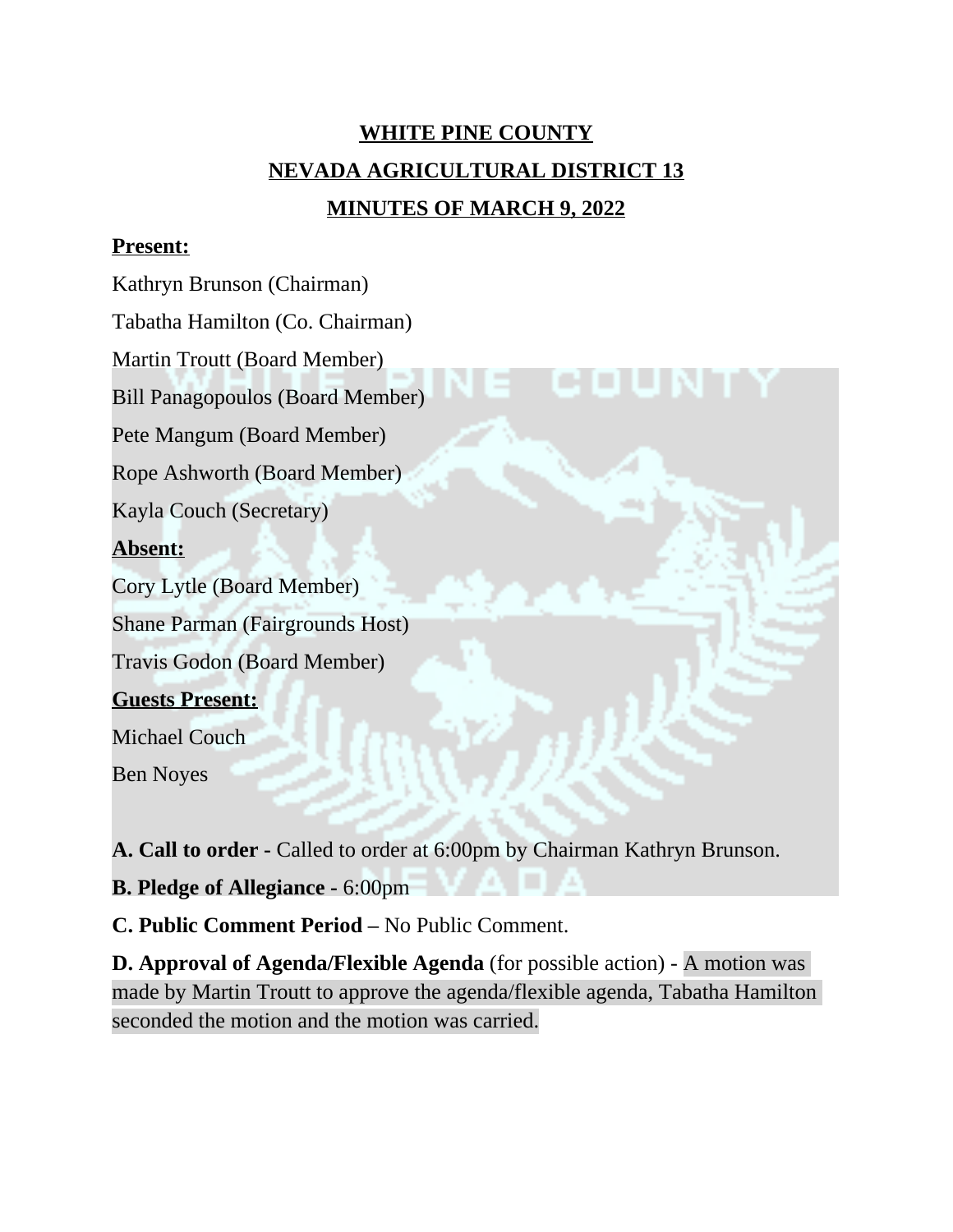# WHITE PINE COUNTY

## NEVADA AGRICULTURAL DISTRICT 13

## MINUTES OF MARCH 9, 2022

**Present:**

Kathryn Brunson (Chairman)

Tabatha Hamilton (Co. Chairman)

Martin Troutt (Board Member)

Bill Panagopoulos (Board Member)

Pete Mangum (Board Member)

Rope Ashworth (Board Member)

Kayla Couch (Secretary)

**Absent:**

Cory Lytle (Board Member)

Shane Parman (Fairgrounds Host)

Travis Godon (Board Member)

**Guests Present:**

Michael Couch

Ben Noyes

**A. Call to order -** Called to order at 6:00pm by Chairman Kathryn Brunson.

**B. Pledge of Allegiance -** 6:00pm

**C. Public Comment Period –** No Public Comment.

**D. Approval of Agenda/Flexible Agenda** (for possible action) - A motion was made by Martin Troutt to approve the agenda/flexible agenda, Tabatha Hamilton seconded the motion and the motion was carried.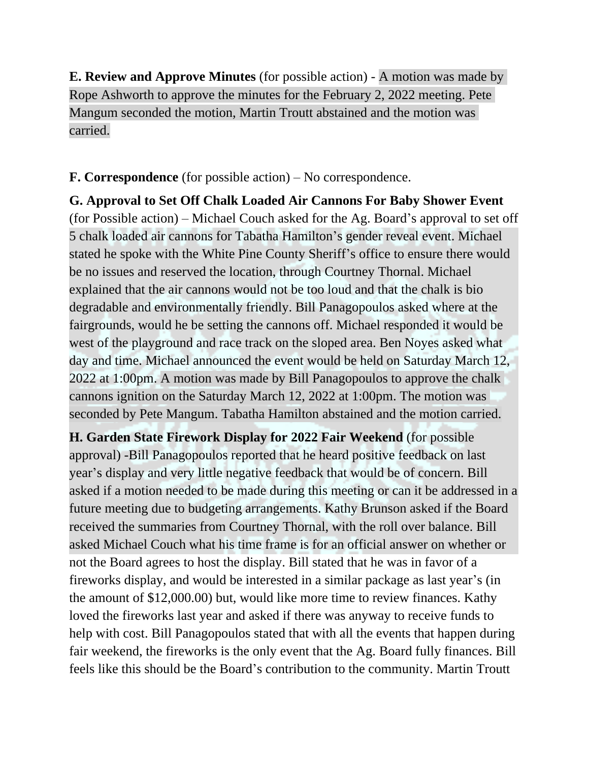**E. Review and Approve Minutes** (for possible action) - A motion was made by Rope Ashworth to approve the minutes for the February 2, 2022 meeting. Pete Mangum seconded the motion, Martin Troutt abstained and the motion was carried.

**F. Correspondence** (for possible action) – No correspondence.

**G. Approval to Set Off Chalk Loaded Air Cannons For Baby Shower Event** (for Possible action) – Michael Couch asked for the Ag. Board's approval to set off 5 chalk loaded air cannons for Tabatha Hamilton's gender reveal event. Michael stated he spoke with the White Pine County Sheriff's office to ensure there would be no issues and reserved the location, through Courtney Thornal. Michael explained that the air cannons would not be too loud and that the chalk is bio degradable and environmentally friendly. Bill Panagopoulos asked where at the fairgrounds, would he be setting the cannons off. Michael responded it would be west of the playground and race track on the sloped area. Ben Noyes asked what day and time. Michael announced the event would be held on Saturday March 12, 2022 at 1:00pm. A motion was made by Bill Panagopoulos to approve the chalk cannons ignition on the Saturday March 12, 2022 at 1:00pm. The motion was seconded by Pete Mangum. Tabatha Hamilton abstained and the motion carried.

**H. Garden State Firework Display for 2022 Fair Weekend** (for possible approval) -Bill Panagopoulos reported that he heard positive feedback on last year's display and very little negative feedback that would be of concern. Bill asked if a motion needed to be made during this meeting or can it be addressed in a future meeting due to budgeting arrangements. Kathy Brunson asked if the Board received the summaries from Courtney Thornal, with the roll over balance. Bill asked Michael Couch what his time frame is for an official answer on whether or not the Board agrees to host the display. Bill stated that he was in favor of a fireworks display, and would be interested in a similar package as last year's (in the amount of $12,000.00) but, would like more time to review finances. Kathy loved the fireworks last year and asked if there was anyway to receive funds to help with cost. Bill Panagopoulos stated that with all the events that happen during fair weekend, the fireworks is the only event that the Ag. Board fully finances. Bill feels like this should be the Board's contribution to the community. Martin Troutt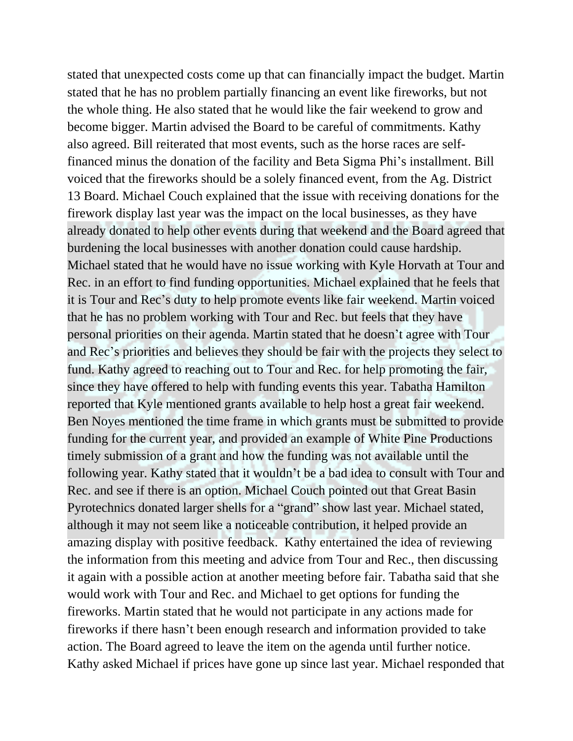stated that unexpected costs come up that can financially impact the budget. Martin stated that he has no problem partially financing an event like fireworks, but not the whole thing. He also stated that he would like the fair weekend to grow and become bigger. Martin advised the Board to be careful of commitments. Kathy also agreed. Bill reiterated that most events, such as the horse races are self-financed minus the donation of the facility and Beta Sigma Phi's installment. Bill voiced that the fireworks should be a solely financed event, from the Ag. District 13 Board. Michael Couch explained that the issue with receiving donations for the firework display last year was the impact on the local businesses, as they have already donated to help other events during that weekend and the Board agreed that burdening the local businesses with another donation could cause hardship. Michael stated that he would have no issue working with Kyle Horvath at Tour and Rec. in an effort to find funding opportunities. Michael explained that he feels that it is Tour and Rec's duty to help promote events like fair weekend. Martin voiced that he has no problem working with Tour and Rec. but feels that they have personal priorities on their agenda. Martin stated that he doesn't agree with Tour and Rec's priorities and believes they should be fair with the projects they select to fund. Kathy agreed to reaching out to Tour and Rec. for help promoting the fair, since they have offered to help with funding events this year. Tabatha Hamilton reported that Kyle mentioned grants available to help host a great fair weekend. Ben Noyes mentioned the time frame in which grants must be submitted to provide funding for the current year, and provided an example of White Pine Productions timely submission of a grant and how the funding was not available until the following year. Kathy stated that it wouldn't be a bad idea to consult with Tour and Rec. and see if there is an option. Michael Couch pointed out that Great Basin Pyrotechnics donated larger shells for a "grand" show last year. Michael stated, although it may not seem like a noticeable contribution, it helped provide an amazing display with positive feedback. Kathy entertained the idea of reviewing the information from this meeting and advice from Tour and Rec., then discussing it again with a possible action at another meeting before fair. Tabatha said that she would work with Tour and Rec. and Michael to get options for funding the fireworks. Martin stated that he would not participate in any actions made for fireworks if there hasn't been enough research and information provided to take action. The Board agreed to leave the item on the agenda until further notice. Kathy asked Michael if prices have gone up since last year. Michael responded that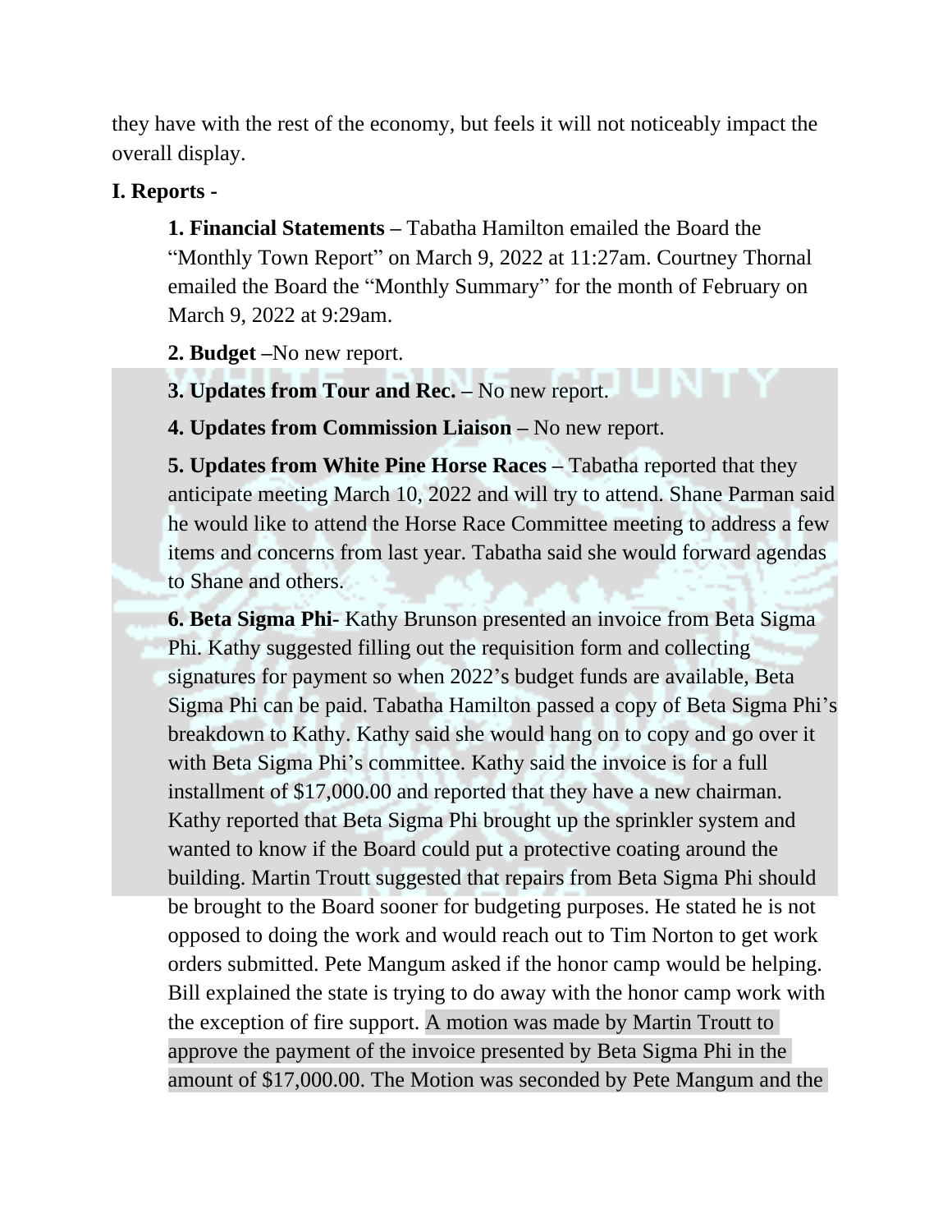they have with the rest of the economy, but feels it will not noticeably impact the overall display.

**I. Reports -**

**1. Financial Statements –** Tabatha Hamilton emailed the Board the "Monthly Town Report" on March 9, 2022 at 11:27am. Courtney Thornal emailed the Board the "Monthly Summary" for the month of February on March 9, 2022 at 9:29am.

**2. Budget –**No new report.

**3. Updates from Tour and Rec. –** No new report.

**4. Updates from Commission Liaison –** No new report.

**5. Updates from White Pine Horse Races –** Tabatha reported that they anticipate meeting March 10, 2022 and will try to attend. Shane Parman said he would like to attend the Horse Race Committee meeting to address a few items and concerns from last year. Tabatha said she would forward agendas to Shane and others.

**6. Beta Sigma Phi**- Kathy Brunson presented an invoice from Beta Sigma Phi. Kathy suggested filling out the requisition form and collecting signatures for payment so when 2022's budget funds are available, Beta Sigma Phi can be paid. Tabatha Hamilton passed a copy of Beta Sigma Phi's breakdown to Kathy. Kathy said she would hang on to copy and go over it with Beta Sigma Phi's committee. Kathy said the invoice is for a full installment of $17,000.00 and reported that they have a new chairman. Kathy reported that Beta Sigma Phi brought up the sprinkler system and wanted to know if the Board could put a protective coating around the building. Martin Troutt suggested that repairs from Beta Sigma Phi should be brought to the Board sooner for budgeting purposes. He stated he is not opposed to doing the work and would reach out to Tim Norton to get work orders submitted. Pete Mangum asked if the honor camp would be helping. Bill explained the state is trying to do away with the honor camp work with the exception of fire support. A motion was made by Martin Troutt to approve the payment of the invoice presented by Beta Sigma Phi in the amount of $17,000.00. The Motion was seconded by Pete Mangum and the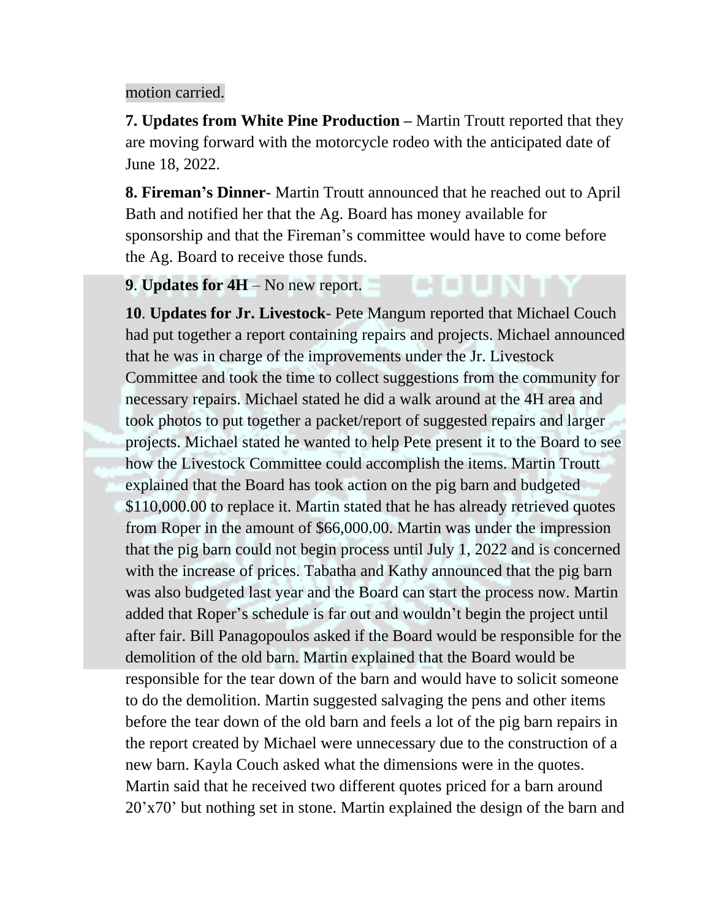motion carried.

**7. Updates from White Pine Production –** Martin Troutt reported that they are moving forward with the motorcycle rodeo with the anticipated date of June 18, 2022.

**8. Fireman's Dinner**- Martin Troutt announced that he reached out to April Bath and notified her that the Ag. Board has money available for sponsorship and that the Fireman's committee would have to come before the Ag. Board to receive those funds.

**9**. **Updates for 4H** – No new report.

**10**. **Updates for Jr. Livestock**- Pete Mangum reported that Michael Couch had put together a report containing repairs and projects. Michael announced that he was in charge of the improvements under the Jr. Livestock Committee and took the time to collect suggestions from the community for necessary repairs. Michael stated he did a walk around at the 4H area and took photos to put together a packet/report of suggested repairs and larger projects. Michael stated he wanted to help Pete present it to the Board to see how the Livestock Committee could accomplish the items. Martin Troutt explained that the Board has took action on the pig barn and budgeted $110,000.00 to replace it. Martin stated that he has already retrieved quotes from Roper in the amount of $66,000.00. Martin was under the impression that the pig barn could not begin process until July 1, 2022 and is concerned with the increase of prices. Tabatha and Kathy announced that the pig barn was also budgeted last year and the Board can start the process now. Martin added that Roper's schedule is far out and wouldn't begin the project until after fair. Bill Panagopoulos asked if the Board would be responsible for the demolition of the old barn. Martin explained that the Board would be responsible for the tear down of the barn and would have to solicit someone to do the demolition. Martin suggested salvaging the pens and other items before the tear down of the old barn and feels a lot of the pig barn repairs in the report created by Michael were unnecessary due to the construction of a new barn. Kayla Couch asked what the dimensions were in the quotes. Martin said that he received two different quotes priced for a barn around 20'x70' but nothing set in stone. Martin explained the design of the barn and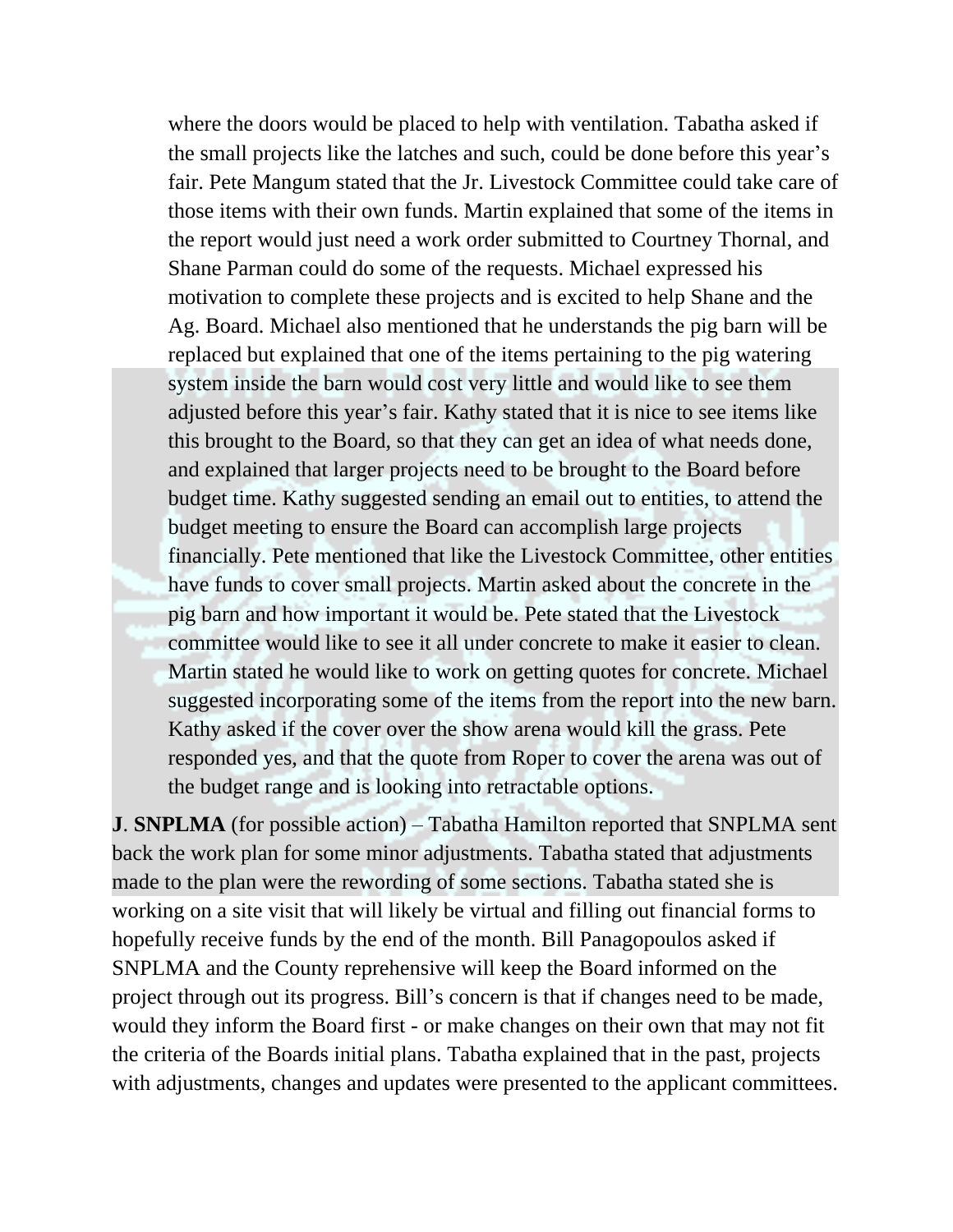where the doors would be placed to help with ventilation. Tabatha asked if the small projects like the latches and such, could be done before this year's fair. Pete Mangum stated that the Jr. Livestock Committee could take care of those items with their own funds. Martin explained that some of the items in the report would just need a work order submitted to Courtney Thornal, and Shane Parman could do some of the requests. Michael expressed his motivation to complete these projects and is excited to help Shane and the Ag. Board. Michael also mentioned that he understands the pig barn will be replaced but explained that one of the items pertaining to the pig watering system inside the barn would cost very little and would like to see them adjusted before this year's fair. Kathy stated that it is nice to see items like this brought to the Board, so that they can get an idea of what needs done, and explained that larger projects need to be brought to the Board before budget time. Kathy suggested sending an email out to entities, to attend the budget meeting to ensure the Board can accomplish large projects financially. Pete mentioned that like the Livestock Committee, other entities have funds to cover small projects. Martin asked about the concrete in the pig barn and how important it would be. Pete stated that the Livestock committee would like to see it all under concrete to make it easier to clean. Martin stated he would like to work on getting quotes for concrete. Michael suggested incorporating some of the items from the report into the new barn. Kathy asked if the cover over the show arena would kill the grass. Pete responded yes, and that the quote from Roper to cover the arena was out of the budget range and is looking into retractable options.

**J**. **SNPLMA** (for possible action) – Tabatha Hamilton reported that SNPLMA sent back the work plan for some minor adjustments. Tabatha stated that adjustments made to the plan were the rewording of some sections. Tabatha stated she is working on a site visit that will likely be virtual and filling out financial forms to hopefully receive funds by the end of the month. Bill Panagopoulos asked if SNPLMA and the County reprehensive will keep the Board informed on the project through out its progress. Bill's concern is that if changes need to be made, would they inform the Board first - or make changes on their own that may not fit the criteria of the Boards initial plans. Tabatha explained that in the past, projects with adjustments, changes and updates were presented to the applicant committees.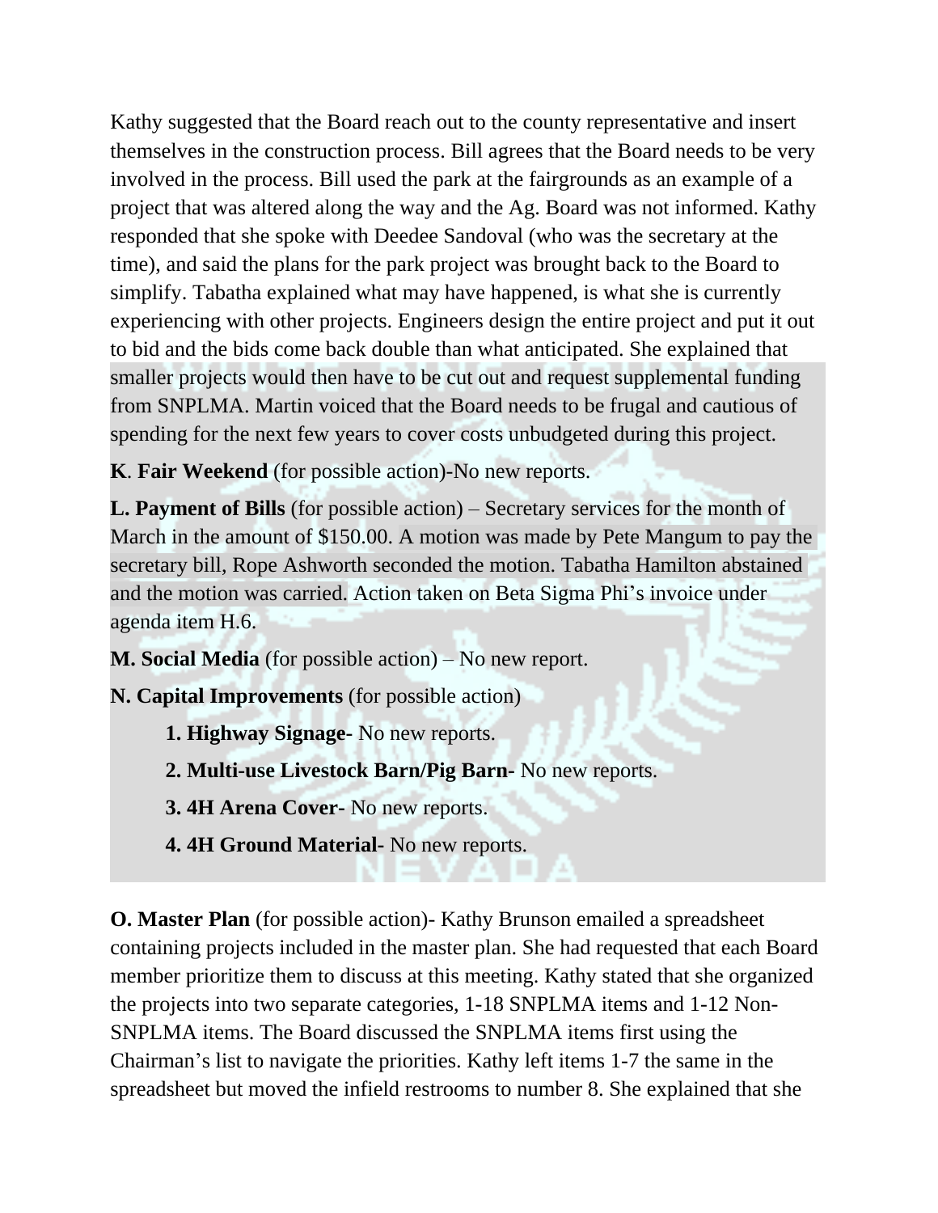Kathy suggested that the Board reach out to the county representative and insert themselves in the construction process. Bill agrees that the Board needs to be very involved in the process. Bill used the park at the fairgrounds as an example of a project that was altered along the way and the Ag. Board was not informed. Kathy responded that she spoke with Deedee Sandoval (who was the secretary at the time), and said the plans for the park project was brought back to the Board to simplify. Tabatha explained what may have happened, is what she is currently experiencing with other projects. Engineers design the entire project and put it out to bid and the bids come back double than what anticipated. She explained that smaller projects would then have to be cut out and request supplemental funding from SNPLMA. Martin voiced that the Board needs to be frugal and cautious of spending for the next few years to cover costs unbudgeted during this project.

**K**. **Fair Weekend** (for possible action)-No new reports.

**L. Payment of Bills** (for possible action) – Secretary services for the month of March in the amount of $150.00. A motion was made by Pete Mangum to pay the secretary bill, Rope Ashworth seconded the motion. Tabatha Hamilton abstained and the motion was carried. Action taken on Beta Sigma Phi's invoice under agenda item H.6.

**M. Social Media** (for possible action) – No new report.

**N. Capital Improvements** (for possible action)

1. **Highway Signage-** No new reports.
2. **Multi-use Livestock Barn/Pig Barn-** No new reports.
3. **4H Arena Cover-** No new reports.
4. **4H Ground Material-** No new reports.

**O. Master Plan** (for possible action)- Kathy Brunson emailed a spreadsheet containing projects included in the master plan. She had requested that each Board member prioritize them to discuss at this meeting. Kathy stated that she organized the projects into two separate categories, 1-18 SNPLMA items and 1-12 Non-SNPLMA items. The Board discussed the SNPLMA items first using the Chairman's list to navigate the priorities. Kathy left items 1-7 the same in the spreadsheet but moved the infield restrooms to number 8. She explained that she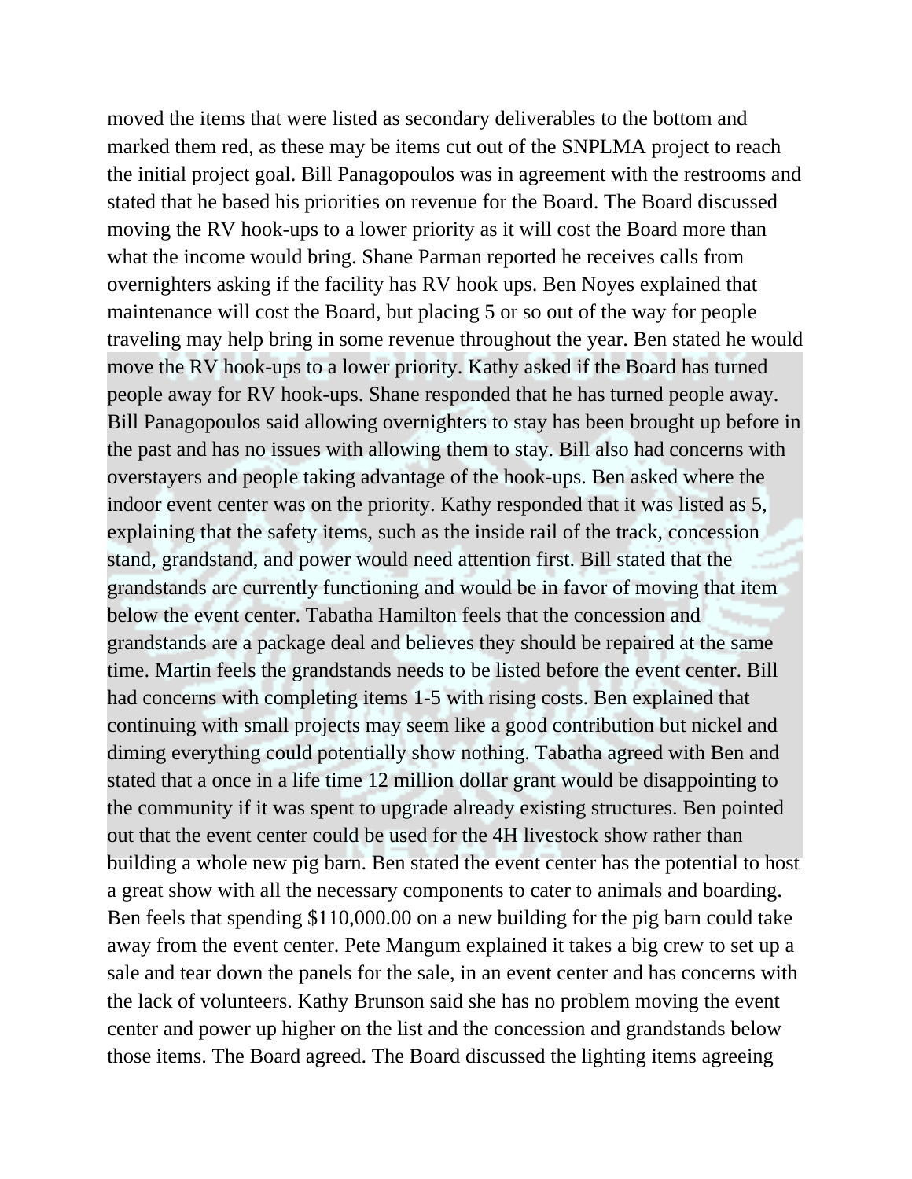moved the items that were listed as secondary deliverables to the bottom and marked them red, as these may be items cut out of the SNPLMA project to reach the initial project goal. Bill Panagopoulos was in agreement with the restrooms and stated that he based his priorities on revenue for the Board. The Board discussed moving the RV hook-ups to a lower priority as it will cost the Board more than what the income would bring. Shane Parman reported he receives calls from overnighters asking if the facility has RV hook ups. Ben Noyes explained that maintenance will cost the Board, but placing 5 or so out of the way for people traveling may help bring in some revenue throughout the year. Ben stated he would move the RV hook-ups to a lower priority. Kathy asked if the Board has turned people away for RV hook-ups. Shane responded that he has turned people away. Bill Panagopoulos said allowing overnighters to stay has been brought up before in the past and has no issues with allowing them to stay. Bill also had concerns with overstayers and people taking advantage of the hook-ups. Ben asked where the indoor event center was on the priority. Kathy responded that it was listed as 5, explaining that the safety items, such as the inside rail of the track, concession stand, grandstand, and power would need attention first. Bill stated that the grandstands are currently functioning and would be in favor of moving that item below the event center. Tabatha Hamilton feels that the concession and grandstands are a package deal and believes they should be repaired at the same time. Martin feels the grandstands needs to be listed before the event center. Bill had concerns with completing items 1-5 with rising costs. Ben explained that continuing with small projects may seem like a good contribution but nickel and diming everything could potentially show nothing. Tabatha agreed with Ben and stated that a once in a life time 12 million dollar grant would be disappointing to the community if it was spent to upgrade already existing structures. Ben pointed out that the event center could be used for the 4H livestock show rather than building a whole new pig barn. Ben stated the event center has the potential to host a great show with all the necessary components to cater to animals and boarding. Ben feels that spending $110,000.00 on a new building for the pig barn could take away from the event center. Pete Mangum explained it takes a big crew to set up a sale and tear down the panels for the sale, in an event center and has concerns with the lack of volunteers. Kathy Brunson said she has no problem moving the event center and power up higher on the list and the concession and grandstands below those items. The Board agreed. The Board discussed the lighting items agreeing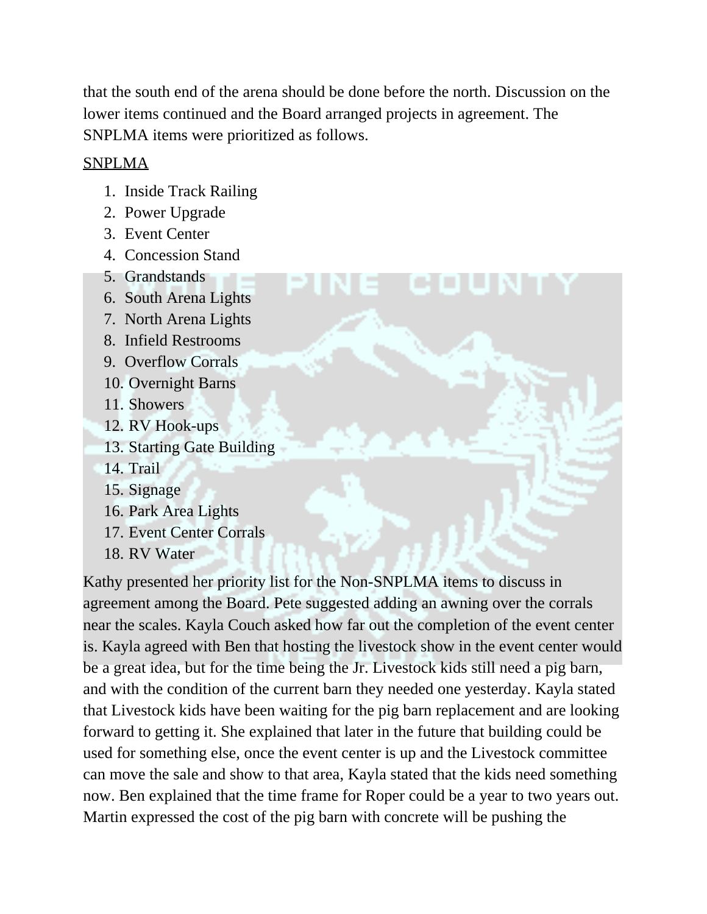that the south end of the arena should be done before the north. Discussion on the lower items continued and the Board arranged projects in agreement. The SNPLMA items were prioritized as follows.

<u>SNPLMA</u>

1. Inside Track Railing
2. Power Upgrade
3. Event Center
4. Concession Stand
5. Grandstands
6. South Arena Lights
7. North Arena Lights
8. Infield Restrooms
9. Overflow Corrals
10. Overnight Barns
11. Showers
12. RV Hook-ups
13. Starting Gate Building
14. Trail
15. Signage
16. Park Area Lights
17. Event Center Corrals
18. RV Water

Kathy presented her priority list for the Non-SNPLMA items to discuss in agreement among the Board. Pete suggested adding an awning over the corrals near the scales. Kayla Couch asked how far out the completion of the event center is. Kayla agreed with Ben that hosting the livestock show in the event center would be a great idea, but for the time being the Jr. Livestock kids still need a pig barn, and with the condition of the current barn they needed one yesterday. Kayla stated that Livestock kids have been waiting for the pig barn replacement and are looking forward to getting it. She explained that later in the future that building could be used for something else, once the event center is up and the Livestock committee can move the sale and show to that area, Kayla stated that the kids need something now. Ben explained that the time frame for Roper could be a year to two years out. Martin expressed the cost of the pig barn with concrete will be pushing the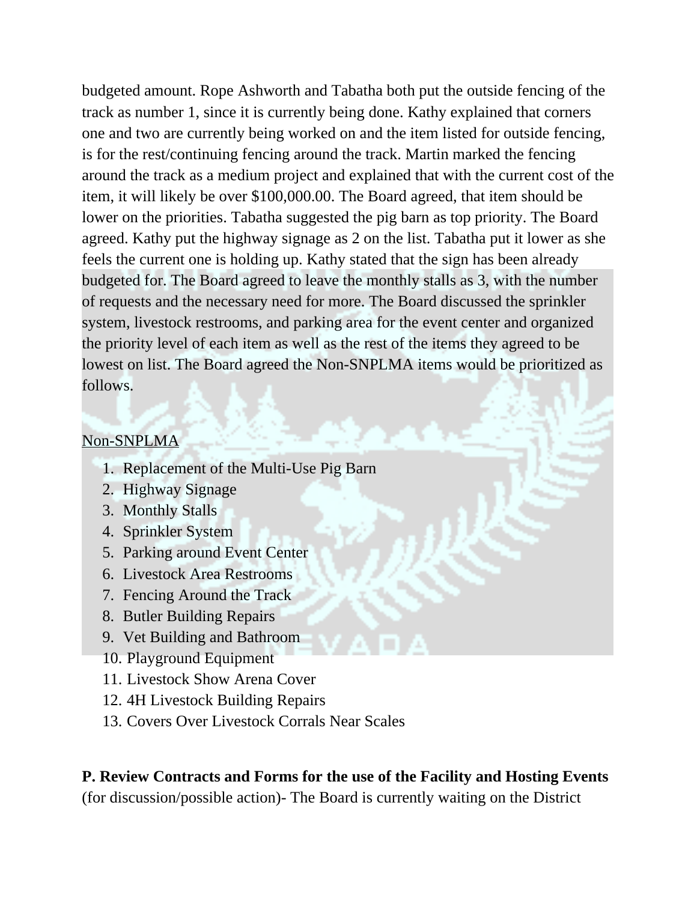budgeted amount. Rope Ashworth and Tabatha both put the outside fencing of the track as number 1, since it is currently being done. Kathy explained that corners one and two are currently being worked on and the item listed for outside fencing, is for the rest/continuing fencing around the track. Martin marked the fencing around the track as a medium project and explained that with the current cost of the item, it will likely be over $100,000.00. The Board agreed, that item should be lower on the priorities. Tabatha suggested the pig barn as top priority. The Board agreed. Kathy put the highway signage as 2 on the list. Tabatha put it lower as she feels the current one is holding up. Kathy stated that the sign has been already budgeted for. The Board agreed to leave the monthly stalls as 3, with the number of requests and the necessary need for more. The Board discussed the sprinkler system, livestock restrooms, and parking area for the event center and organized the priority level of each item as well as the rest of the items they agreed to be lowest on list. The Board agreed the Non-SNPLMA items would be prioritized as follows.

<u>Non-SNPLMA</u>

1. Replacement of the Multi-Use Pig Barn
2. Highway Signage
3. Monthly Stalls
4. Sprinkler System
5. Parking around Event Center
6. Livestock Area Restrooms
7. Fencing Around the Track
8. Butler Building Repairs
9. Vet Building and Bathroom
10. Playground Equipment
11. Livestock Show Arena Cover
12. 4H Livestock Building Repairs
13. Covers Over Livestock Corrals Near Scales

**P. Review Contracts and Forms for the use of the Facility and Hosting Events** (for discussion/possible action)- The Board is currently waiting on the District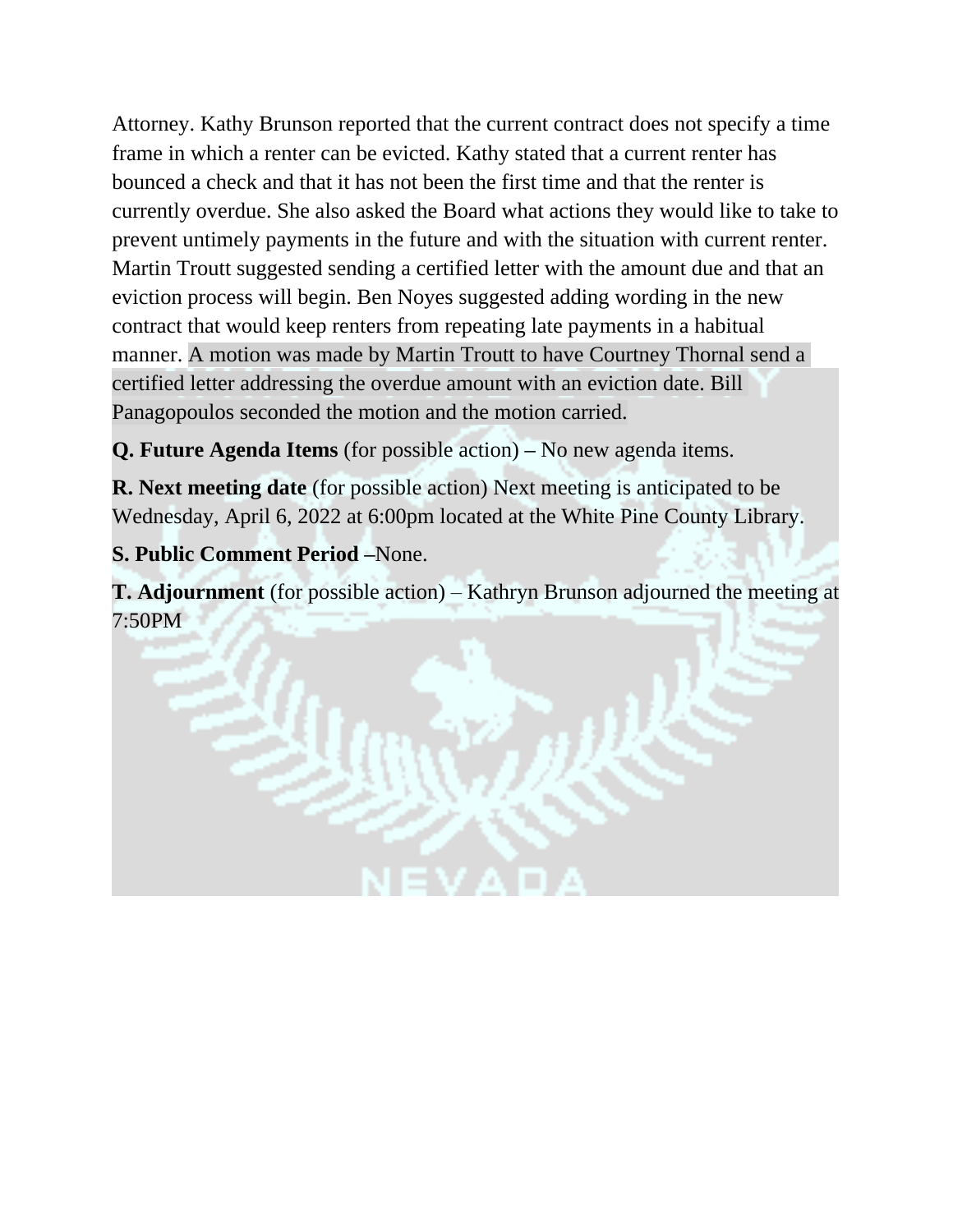Attorney. Kathy Brunson reported that the current contract does not specify a time frame in which a renter can be evicted. Kathy stated that a current renter has bounced a check and that it has not been the first time and that the renter is currently overdue. She also asked the Board what actions they would like to take to prevent untimely payments in the future and with the situation with current renter. Martin Troutt suggested sending a certified letter with the amount due and that an eviction process will begin. Ben Noyes suggested adding wording in the new contract that would keep renters from repeating late payments in a habitual manner. A motion was made by Martin Troutt to have Courtney Thornal send a certified letter addressing the overdue amount with an eviction date. Bill Panagopoulos seconded the motion and the motion carried.

**Q. Future Agenda Items** (for possible action) **–** No new agenda items.

**R. Next meeting date** (for possible action) Next meeting is anticipated to be Wednesday, April 6, 2022 at 6:00pm located at the White Pine County Library.

**S. Public Comment Period –**None.

**T. Adjournment** (for possible action) – Kathryn Brunson adjourned the meeting at 7:50PM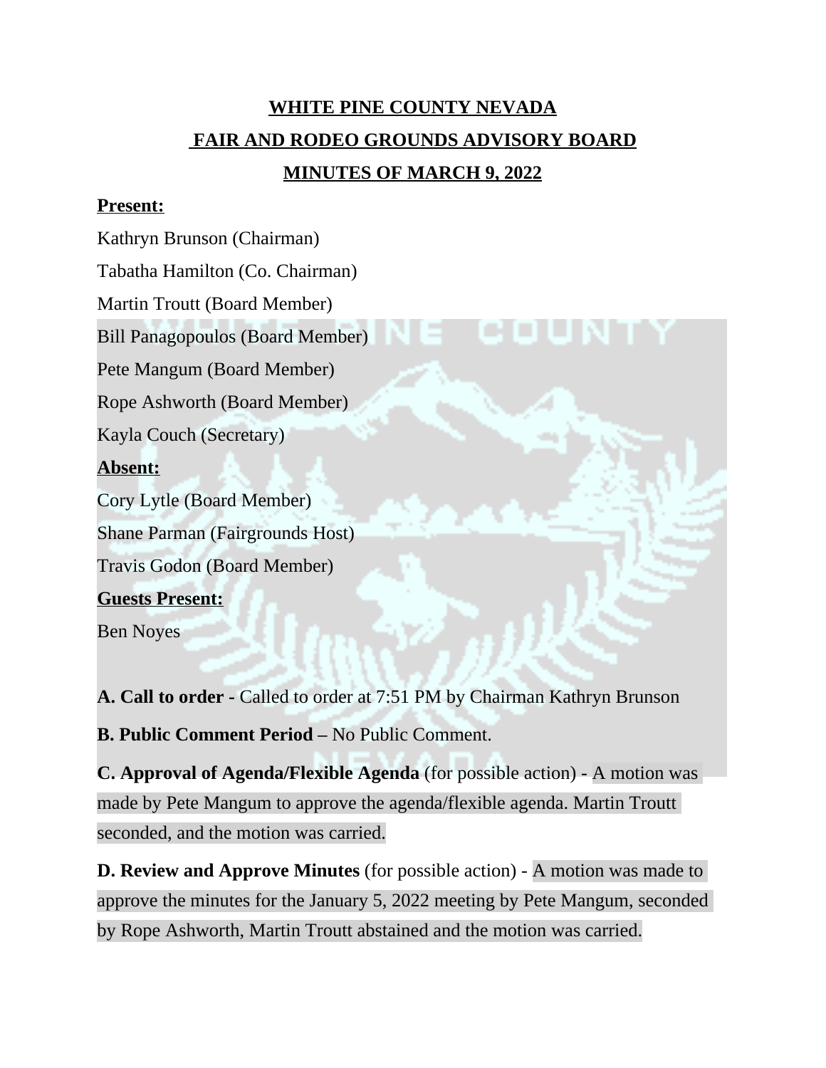# WHITE PINE COUNTY NEVADA

## FAIR AND RODEO GROUNDS ADVISORY BOARD

## MINUTES OF MARCH 9, 2022

**Present:**

Kathryn Brunson (Chairman)

Tabatha Hamilton (Co. Chairman)

Martin Troutt (Board Member)

Bill Panagopoulos (Board Member)

Pete Mangum (Board Member)

Rope Ashworth (Board Member)

Kayla Couch (Secretary)

**Absent:**

Cory Lytle (Board Member)

Shane Parman (Fairgrounds Host)

Travis Godon (Board Member)

**Guests Present:**

Ben Noyes

**A. Call to order** - Called to order at 7:51 PM by Chairman Kathryn Brunson

**B. Public Comment Period –** No Public Comment.

**C. Approval of Agenda/Flexible Agenda** (for possible action) - A motion was made by Pete Mangum to approve the agenda/flexible agenda. Martin Troutt seconded, and the motion was carried.

**D. Review and Approve Minutes** (for possible action) - A motion was made to approve the minutes for the January 5, 2022 meeting by Pete Mangum, seconded by Rope Ashworth, Martin Troutt abstained and the motion was carried.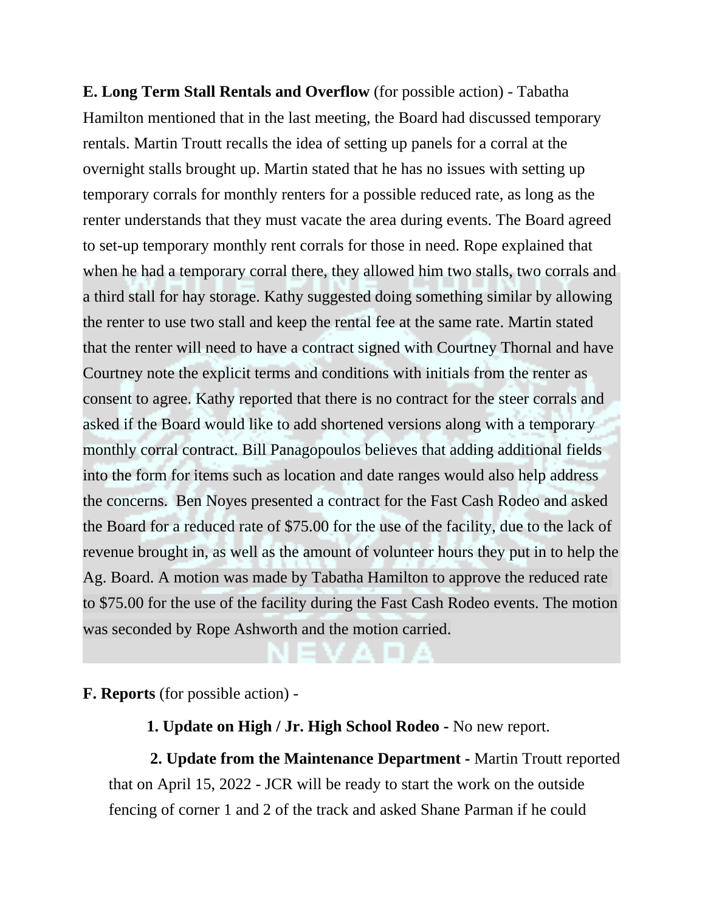**E. Long Term Stall Rentals and Overflow** (for possible action) - Tabatha Hamilton mentioned that in the last meeting, the Board had discussed temporary rentals. Martin Troutt recalls the idea of setting up panels for a corral at the overnight stalls brought up. Martin stated that he has no issues with setting up temporary corrals for monthly renters for a possible reduced rate, as long as the renter understands that they must vacate the area during events. The Board agreed to set-up temporary monthly rent corrals for those in need. Rope explained that when he had a temporary corral there, they allowed him two stalls, two corrals and a third stall for hay storage. Kathy suggested doing something similar by allowing the renter to use two stall and keep the rental fee at the same rate. Martin stated that the renter will need to have a contract signed with Courtney Thornal and have Courtney note the explicit terms and conditions with initials from the renter as consent to agree. Kathy reported that there is no contract for the steer corrals and asked if the Board would like to add shortened versions along with a temporary monthly corral contract. Bill Panagopoulos believes that adding additional fields into the form for items such as location and date ranges would also help address the concerns. Ben Noyes presented a contract for the Fast Cash Rodeo and asked the Board for a reduced rate of $75.00 for the use of the facility, due to the lack of revenue brought in, as well as the amount of volunteer hours they put in to help the Ag. Board. A motion was made by Tabatha Hamilton to approve the reduced rate to $75.00 for the use of the facility during the Fast Cash Rodeo events. The motion was seconded by Rope Ashworth and the motion carried.

**F. Reports** (for possible action) -

**1. Update on High / Jr. High School Rodeo -** No new report.

**2. Update from the Maintenance Department -** Martin Troutt reported that on April 15, 2022 - JCR will be ready to start the work on the outside fencing of corner 1 and 2 of the track and asked Shane Parman if he could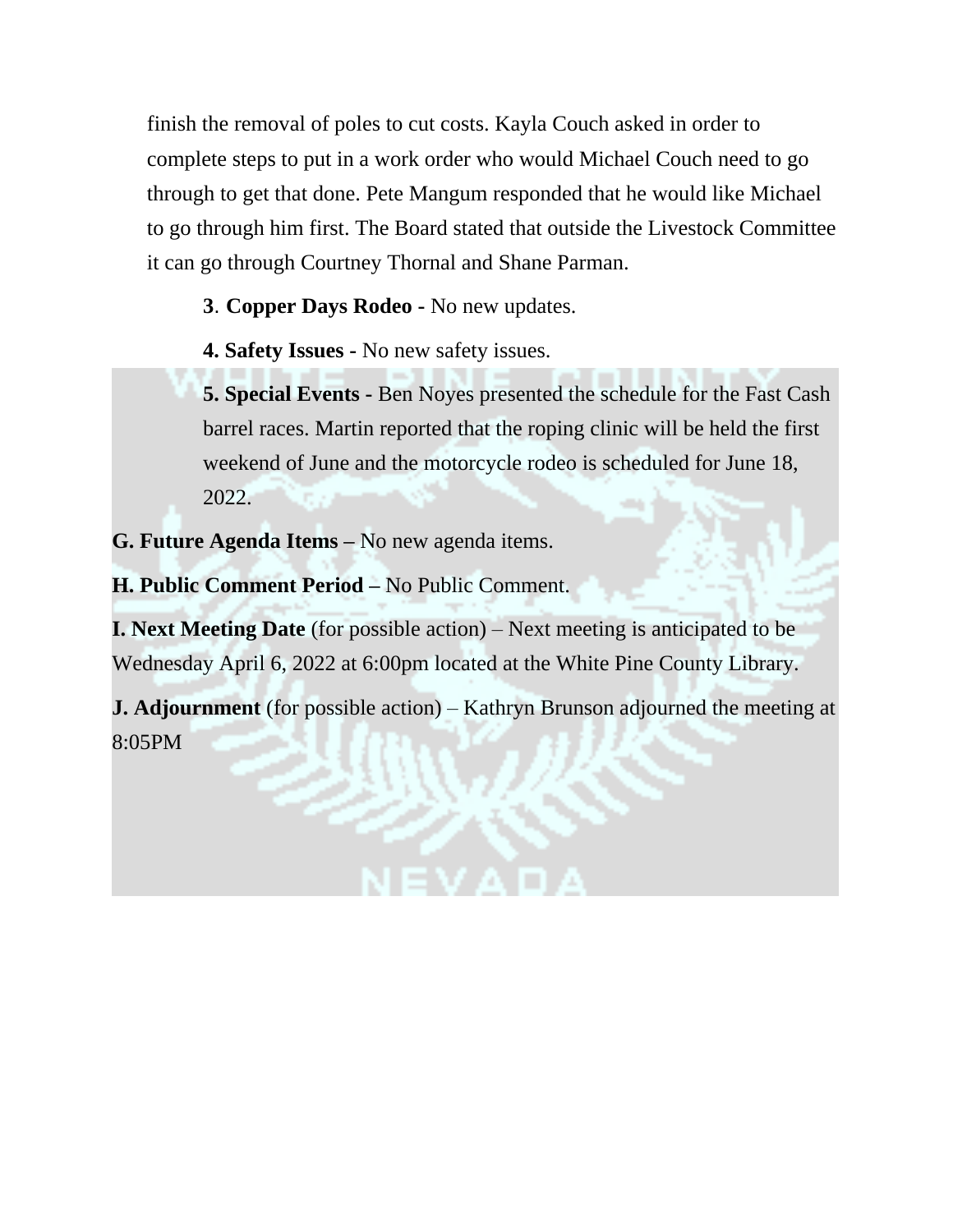finish the removal of poles to cut costs. Kayla Couch asked in order to complete steps to put in a work order who would Michael Couch need to go through to get that done. Pete Mangum responded that he would like Michael to go through him first. The Board stated that outside the Livestock Committee it can go through Courtney Thornal and Shane Parman.

**3**. **Copper Days Rodeo -** No new updates.

**4. Safety Issues -** No new safety issues.

**5. Special Events -** Ben Noyes presented the schedule for the Fast Cash barrel races. Martin reported that the roping clinic will be held the first weekend of June and the motorcycle rodeo is scheduled for June 18, 2022.

**G. Future Agenda Items –** No new agenda items.

**H. Public Comment Period –** No Public Comment.

**I. Next Meeting Date** (for possible action) – Next meeting is anticipated to be Wednesday April 6, 2022 at 6:00pm located at the White Pine County Library.

**J. Adjournment** (for possible action) – Kathryn Brunson adjourned the meeting at 8:05PM